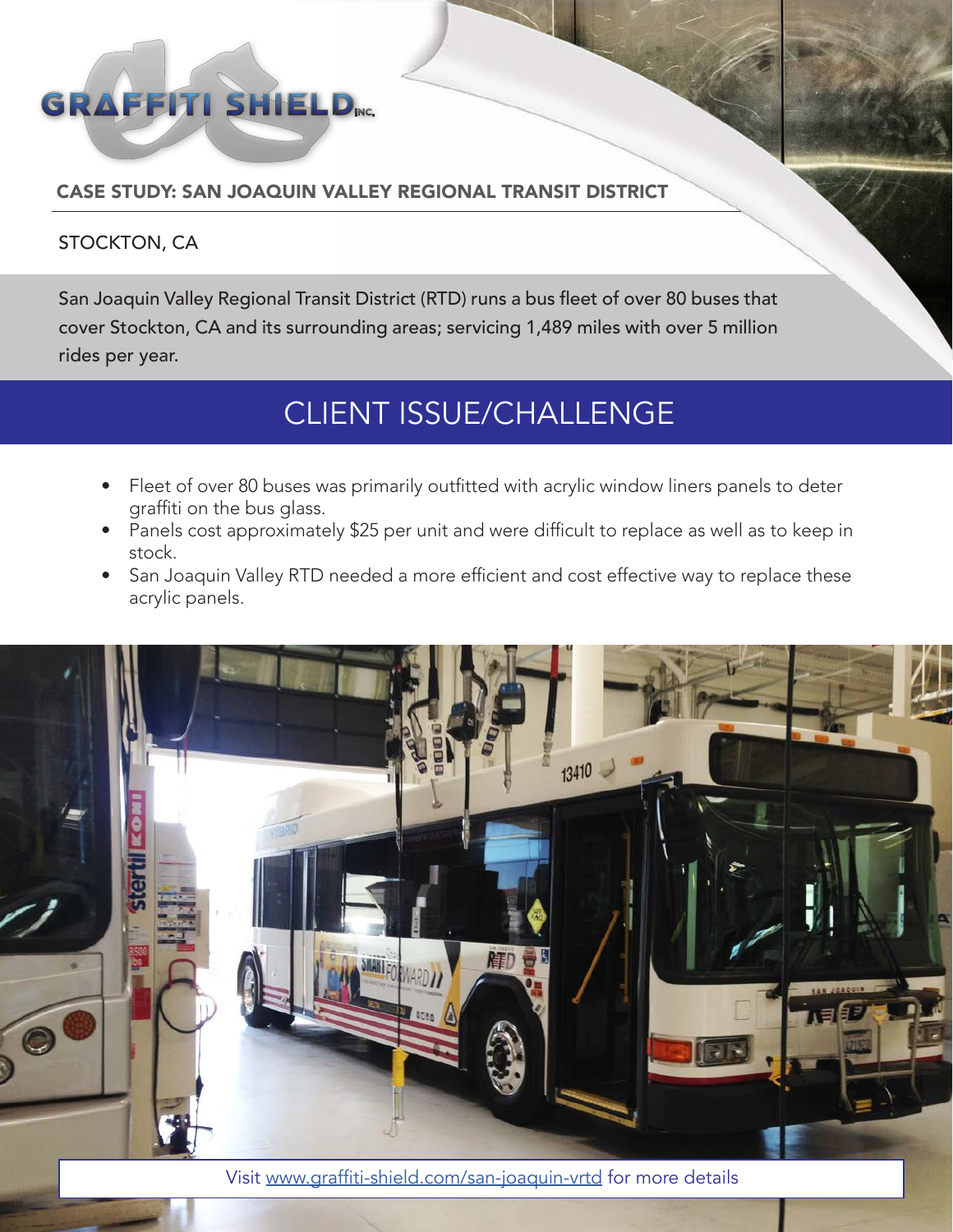GRAFFITI SHIELD INC.

## CASE STUDY: SAN JOAQUIN VALLEY REGIONAL TRANSIT DISTRICT

STOCKTON, CA

San Joaquin Valley Regional Transit District (RTD) runs a bus fleet of over 80 buses that cover Stockton, CA and its surrounding areas; servicing 1,489 miles with over 5 million rides per year.

# CLIENT ISSUE/CHALLENGE

- Fleet of over 80 buses was primarily outfitted with acrylic window liners panels to deter graffiti on the bus glass.
- Panels cost approximately $25 per unit and were difficult to replace as well as to keep in stock.
- San Joaquin Valley RTD needed a more efficient and cost effective way to replace these acrylic panels.

Visit www.graffiti-shield.com/san-joaquin-vrtd for more details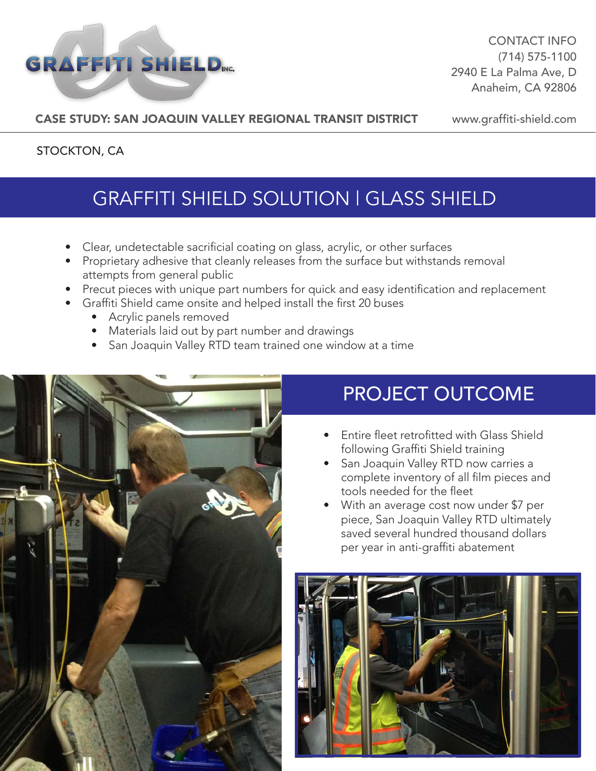CONTACT INFO
(714) 575-1100
2940 E La Palma Ave, D
Anaheim, CA 92806

**CASE STUDY: SAN JOAQUIN VALLEY REGIONAL TRANSIT DISTRICT**

www.graffiti-shield.com

STOCKTON, CA

## GRAFFITI SHIELD SOLUTION | GLASS SHIELD

- Clear, undetectable sacrificial coating on glass, acrylic, or other surfaces
- Proprietary adhesive that cleanly releases from the surface but withstands removal attempts from general public
- Precut pieces with unique part numbers for quick and easy identification and replacement
- Graffiti Shield came onsite and helped install the first 20 buses
  - Acrylic panels removed
  - Materials laid out by part number and drawings
  - San Joaquin Valley RTD team trained one window at a time

## PROJECT OUTCOME

- Entire fleet retrofitted with Glass Shield following Graffiti Shield training
- San Joaquin Valley RTD now carries a complete inventory of all film pieces and tools needed for the fleet
- With an average cost now under $7 per piece, San Joaquin Valley RTD ultimately saved several hundred thousand dollars per year in anti-graffiti abatement